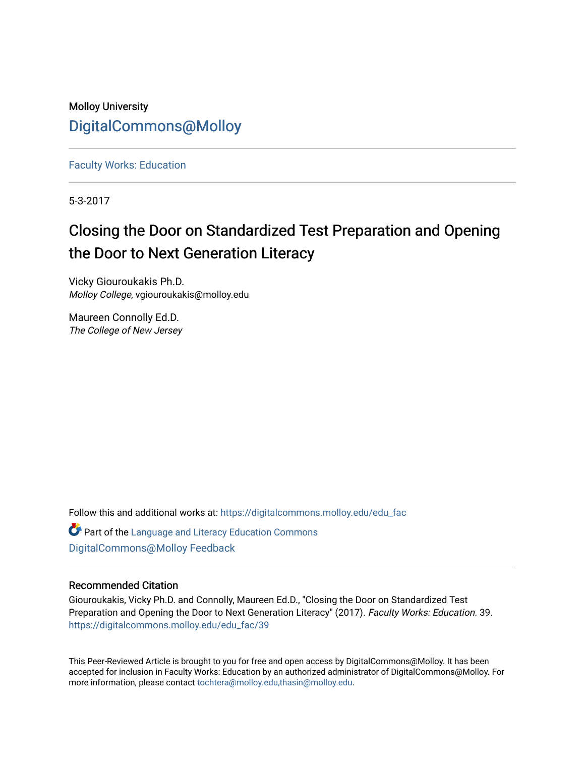Molloy University

DigitalCommons@Molloy

Faculty Works: Education

5-3-2017

# Closing the Door on Standardized Test Preparation and Opening the Door to Next Generation Literacy

Vicky Giouroukakis Ph.D.
*Molloy College*, vgiouroukakis@molloy.edu

Maureen Connolly Ed.D.
*The College of New Jersey*

Follow this and additional works at: https://digitalcommons.molloy.edu/edu_fac

Part of the Language and Literacy Education Commons

DigitalCommons@Molloy Feedback

## Recommended Citation

Giouroukakis, Vicky Ph.D. and Connolly, Maureen Ed.D., "Closing the Door on Standardized Test Preparation and Opening the Door to Next Generation Literacy" (2017). *Faculty Works: Education*. 39.
https://digitalcommons.molloy.edu/edu_fac/39

This Peer-Reviewed Article is brought to you for free and open access by DigitalCommons@Molloy. It has been accepted for inclusion in Faculty Works: Education by an authorized administrator of DigitalCommons@Molloy. For more information, please contact tochtera@molloy.edu,thasin@molloy.edu.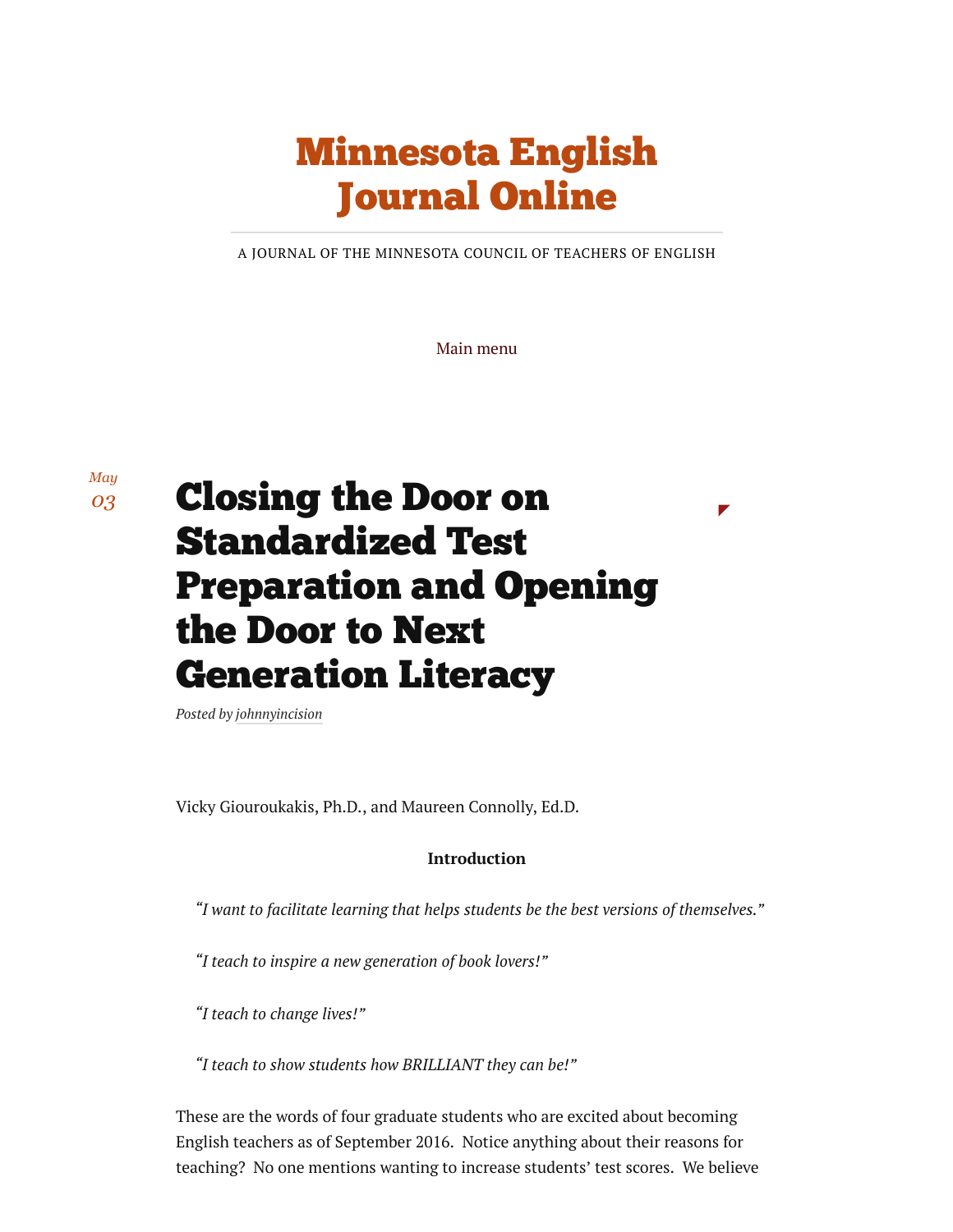# Minnesota English Journal Online

A JOURNAL OF THE MINNESOTA COUNCIL OF TEACHERS OF ENGLISH

Main menu

May 03

## Closing the Door on Standardized Test Preparation and Opening the Door to Next Generation Literacy

*Posted by johnnyincision*

Vicky Giouroukakis, Ph.D., and Maureen Connolly, Ed.D.

**Introduction**

> *"I want to facilitate learning that helps students be the best versions of themselves."*
>
> *"I teach to inspire a new generation of book lovers!"*
>
> *"I teach to change lives!"*
>
> *"I teach to show students how BRILLIANT they can be!"*

These are the words of four graduate students who are excited about becoming English teachers as of September 2016. Notice anything about their reasons for teaching? No one mentions wanting to increase students' test scores. We believe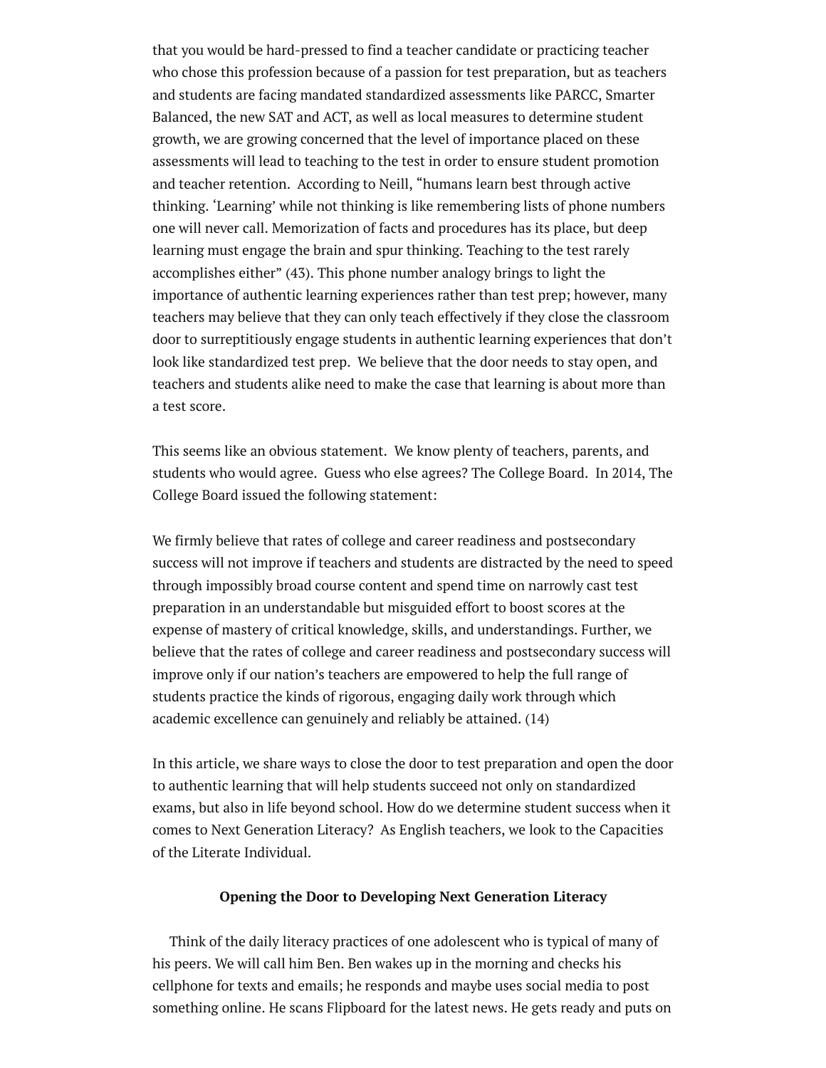that you would be hard-pressed to find a teacher candidate or practicing teacher who chose this profession because of a passion for test preparation, but as teachers and students are facing mandated standardized assessments like PARCC, Smarter Balanced, the new SAT and ACT, as well as local measures to determine student growth, we are growing concerned that the level of importance placed on these assessments will lead to teaching to the test in order to ensure student promotion and teacher retention. According to Neill, "humans learn best through active thinking. 'Learning' while not thinking is like remembering lists of phone numbers one will never call. Memorization of facts and procedures has its place, but deep learning must engage the brain and spur thinking. Teaching to the test rarely accomplishes either" (43). This phone number analogy brings to light the importance of authentic learning experiences rather than test prep; however, many teachers may believe that they can only teach effectively if they close the classroom door to surreptitiously engage students in authentic learning experiences that don't look like standardized test prep. We believe that the door needs to stay open, and teachers and students alike need to make the case that learning is about more than a test score.

This seems like an obvious statement. We know plenty of teachers, parents, and students who would agree. Guess who else agrees? The College Board. In 2014, The College Board issued the following statement:

We firmly believe that rates of college and career readiness and postsecondary success will not improve if teachers and students are distracted by the need to speed through impossibly broad course content and spend time on narrowly cast test preparation in an understandable but misguided effort to boost scores at the expense of mastery of critical knowledge, skills, and understandings. Further, we believe that the rates of college and career readiness and postsecondary success will improve only if our nation's teachers are empowered to help the full range of students practice the kinds of rigorous, engaging daily work through which academic excellence can genuinely and reliably be attained. (14)

In this article, we share ways to close the door to test preparation and open the door to authentic learning that will help students succeed not only on standardized exams, but also in life beyond school. How do we determine student success when it comes to Next Generation Literacy? As English teachers, we look to the Capacities of the Literate Individual.

## Opening the Door to Developing Next Generation Literacy

Think of the daily literacy practices of one adolescent who is typical of many of his peers. We will call him Ben. Ben wakes up in the morning and checks his cellphone for texts and emails; he responds and maybe uses social media to post something online. He scans Flipboard for the latest news. He gets ready and puts on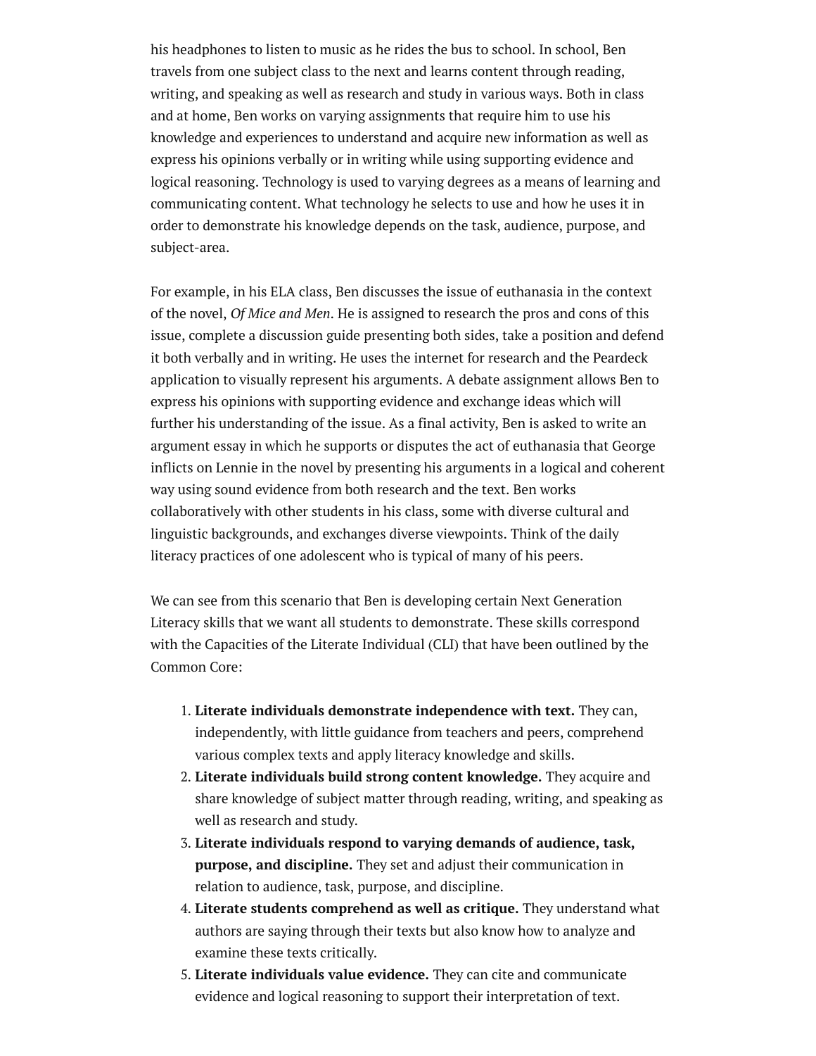his headphones to listen to music as he rides the bus to school. In school, Ben travels from one subject class to the next and learns content through reading, writing, and speaking as well as research and study in various ways. Both in class and at home, Ben works on varying assignments that require him to use his knowledge and experiences to understand and acquire new information as well as express his opinions verbally or in writing while using supporting evidence and logical reasoning. Technology is used to varying degrees as a means of learning and communicating content. What technology he selects to use and how he uses it in order to demonstrate his knowledge depends on the task, audience, purpose, and subject-area.

For example, in his ELA class, Ben discusses the issue of euthanasia in the context of the novel, *Of Mice and Men*. He is assigned to research the pros and cons of this issue, complete a discussion guide presenting both sides, take a position and defend it both verbally and in writing. He uses the internet for research and the Peardeck application to visually represent his arguments. A debate assignment allows Ben to express his opinions with supporting evidence and exchange ideas which will further his understanding of the issue. As a final activity, Ben is asked to write an argument essay in which he supports or disputes the act of euthanasia that George inflicts on Lennie in the novel by presenting his arguments in a logical and coherent way using sound evidence from both research and the text. Ben works collaboratively with other students in his class, some with diverse cultural and linguistic backgrounds, and exchanges diverse viewpoints. Think of the daily literacy practices of one adolescent who is typical of many of his peers.

We can see from this scenario that Ben is developing certain Next Generation Literacy skills that we want all students to demonstrate. These skills correspond with the Capacities of the Literate Individual (CLI) that have been outlined by the Common Core:

1. **Literate individuals demonstrate independence with text.** They can, independently, with little guidance from teachers and peers, comprehend various complex texts and apply literacy knowledge and skills.
2. **Literate individuals build strong content knowledge.** They acquire and share knowledge of subject matter through reading, writing, and speaking as well as research and study.
3. **Literate individuals respond to varying demands of audience, task, purpose, and discipline.** They set and adjust their communication in relation to audience, task, purpose, and discipline.
4. **Literate students comprehend as well as critique.** They understand what authors are saying through their texts but also know how to analyze and examine these texts critically.
5. **Literate individuals value evidence.** They can cite and communicate evidence and logical reasoning to support their interpretation of text.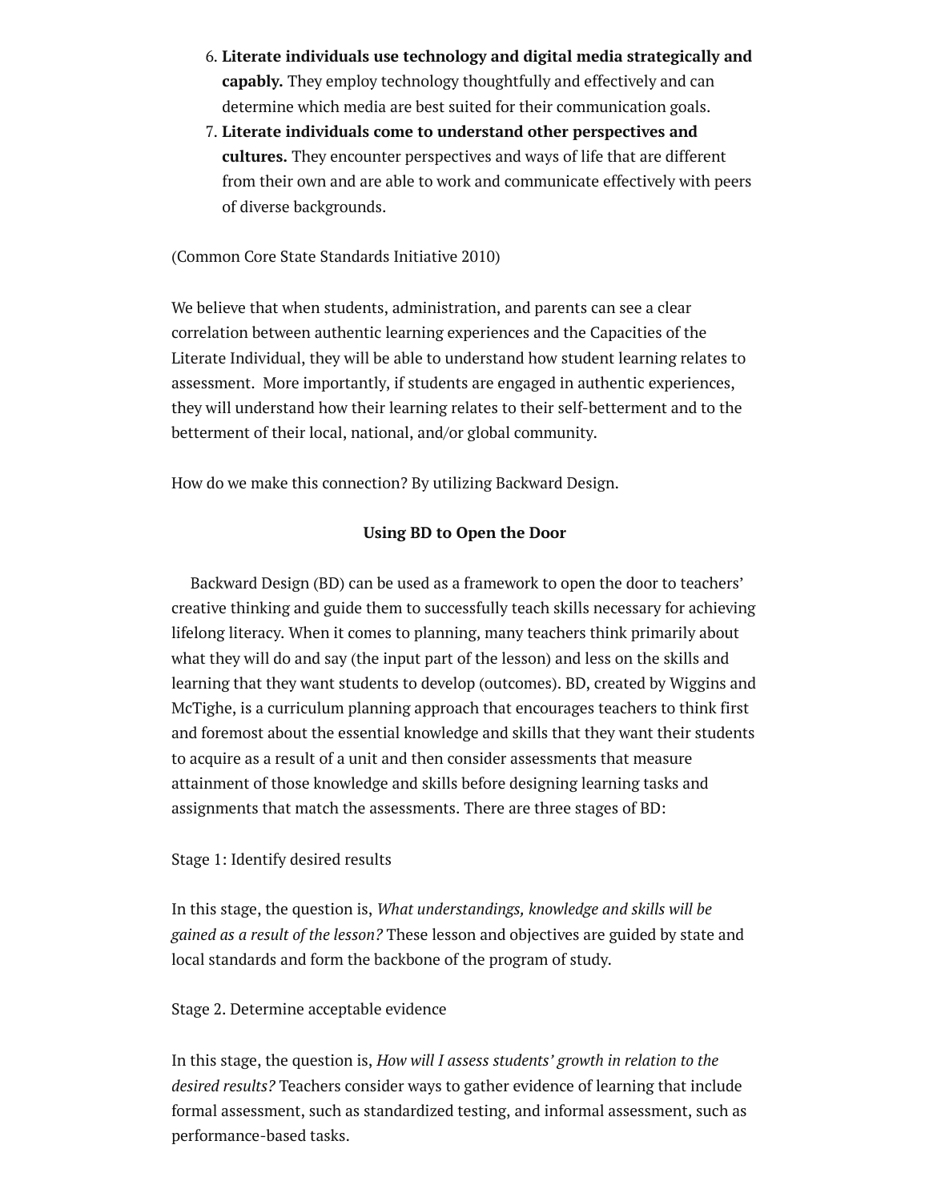6. **Literate individuals use technology and digital media strategically and capably.** They employ technology thoughtfully and effectively and can determine which media are best suited for their communication goals.
7. **Literate individuals come to understand other perspectives and cultures.** They encounter perspectives and ways of life that are different from their own and are able to work and communicate effectively with peers of diverse backgrounds.

(Common Core State Standards Initiative 2010)

We believe that when students, administration, and parents can see a clear correlation between authentic learning experiences and the Capacities of the Literate Individual, they will be able to understand how student learning relates to assessment. More importantly, if students are engaged in authentic experiences, they will understand how their learning relates to their self-betterment and to the betterment of their local, national, and/or global community.

How do we make this connection? By utilizing Backward Design.

**Using BD to Open the Door**

Backward Design (BD) can be used as a framework to open the door to teachers' creative thinking and guide them to successfully teach skills necessary for achieving lifelong literacy. When it comes to planning, many teachers think primarily about what they will do and say (the input part of the lesson) and less on the skills and learning that they want students to develop (outcomes). BD, created by Wiggins and McTighe, is a curriculum planning approach that encourages teachers to think first and foremost about the essential knowledge and skills that they want their students to acquire as a result of a unit and then consider assessments that measure attainment of those knowledge and skills before designing learning tasks and assignments that match the assessments. There are three stages of BD:

Stage 1: Identify desired results

In this stage, the question is, *What understandings, knowledge and skills will be gained as a result of the lesson?* These lesson and objectives are guided by state and local standards and form the backbone of the program of study.

Stage 2. Determine acceptable evidence

In this stage, the question is, *How will I assess students' growth in relation to the desired results?* Teachers consider ways to gather evidence of learning that include formal assessment, such as standardized testing, and informal assessment, such as performance-based tasks.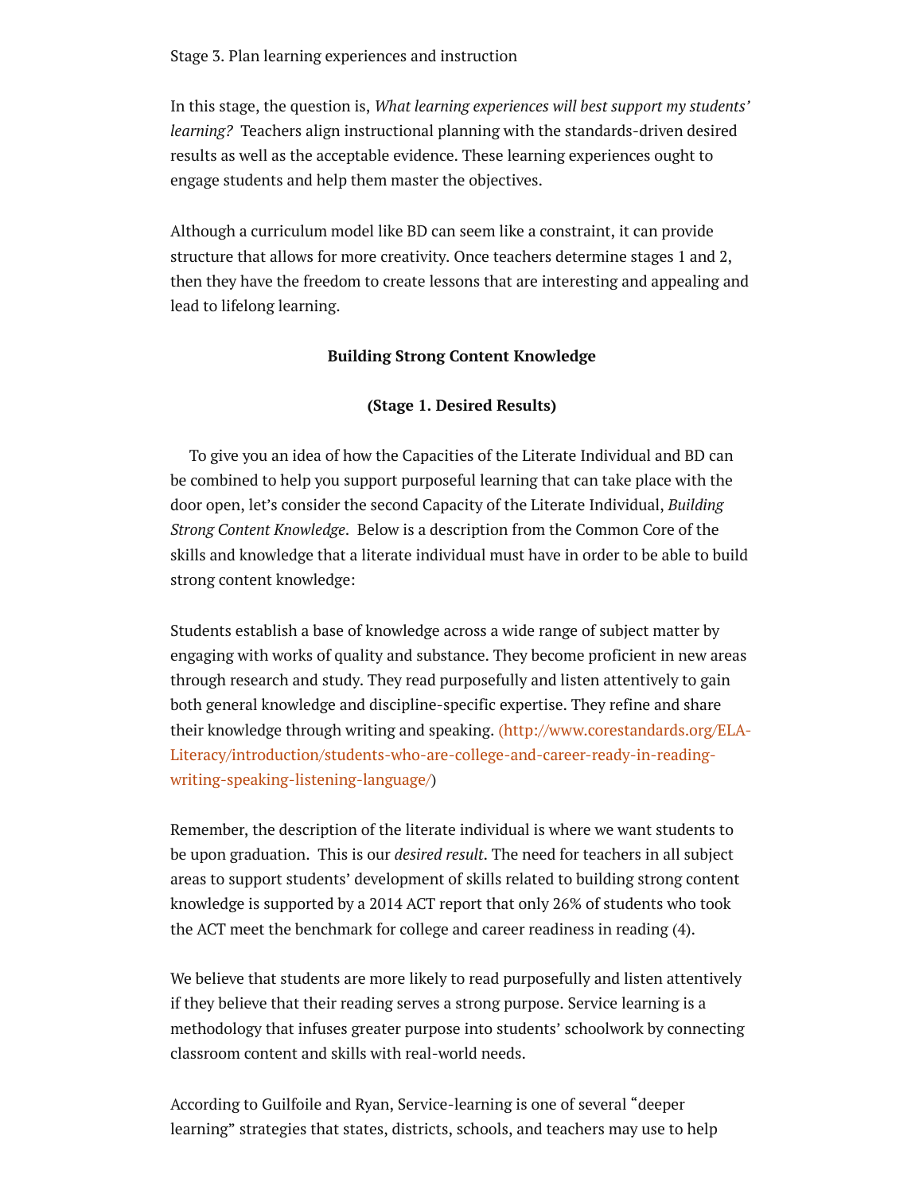Stage 3. Plan learning experiences and instruction

In this stage, the question is, *What learning experiences will best support my students' learning?* Teachers align instructional planning with the standards-driven desired results as well as the acceptable evidence. These learning experiences ought to engage students and help them master the objectives.

Although a curriculum model like BD can seem like a constraint, it can provide structure that allows for more creativity. Once teachers determine stages 1 and 2, then they have the freedom to create lessons that are interesting and appealing and lead to lifelong learning.

**Building Strong Content Knowledge**

**(Stage 1. Desired Results)**

To give you an idea of how the Capacities of the Literate Individual and BD can be combined to help you support purposeful learning that can take place with the door open, let's consider the second Capacity of the Literate Individual, *Building Strong Content Knowledge.* Below is a description from the Common Core of the skills and knowledge that a literate individual must have in order to be able to build strong content knowledge:

Students establish a base of knowledge across a wide range of subject matter by engaging with works of quality and substance. They become proficient in new areas through research and study. They read purposefully and listen attentively to gain both general knowledge and discipline-specific expertise. They refine and share their knowledge through writing and speaking. (http://www.corestandards.org/ELA-Literacy/introduction/students-who-are-college-and-career-ready-in-reading-writing-speaking-listening-language/)

Remember, the description of the literate individual is where we want students to be upon graduation. This is our *desired result*. The need for teachers in all subject areas to support students' development of skills related to building strong content knowledge is supported by a 2014 ACT report that only 26% of students who took the ACT meet the benchmark for college and career readiness in reading (4).

We believe that students are more likely to read purposefully and listen attentively if they believe that their reading serves a strong purpose. Service learning is a methodology that infuses greater purpose into students' schoolwork by connecting classroom content and skills with real-world needs.

According to Guilfoile and Ryan, Service-learning is one of several "deeper learning" strategies that states, districts, schools, and teachers may use to help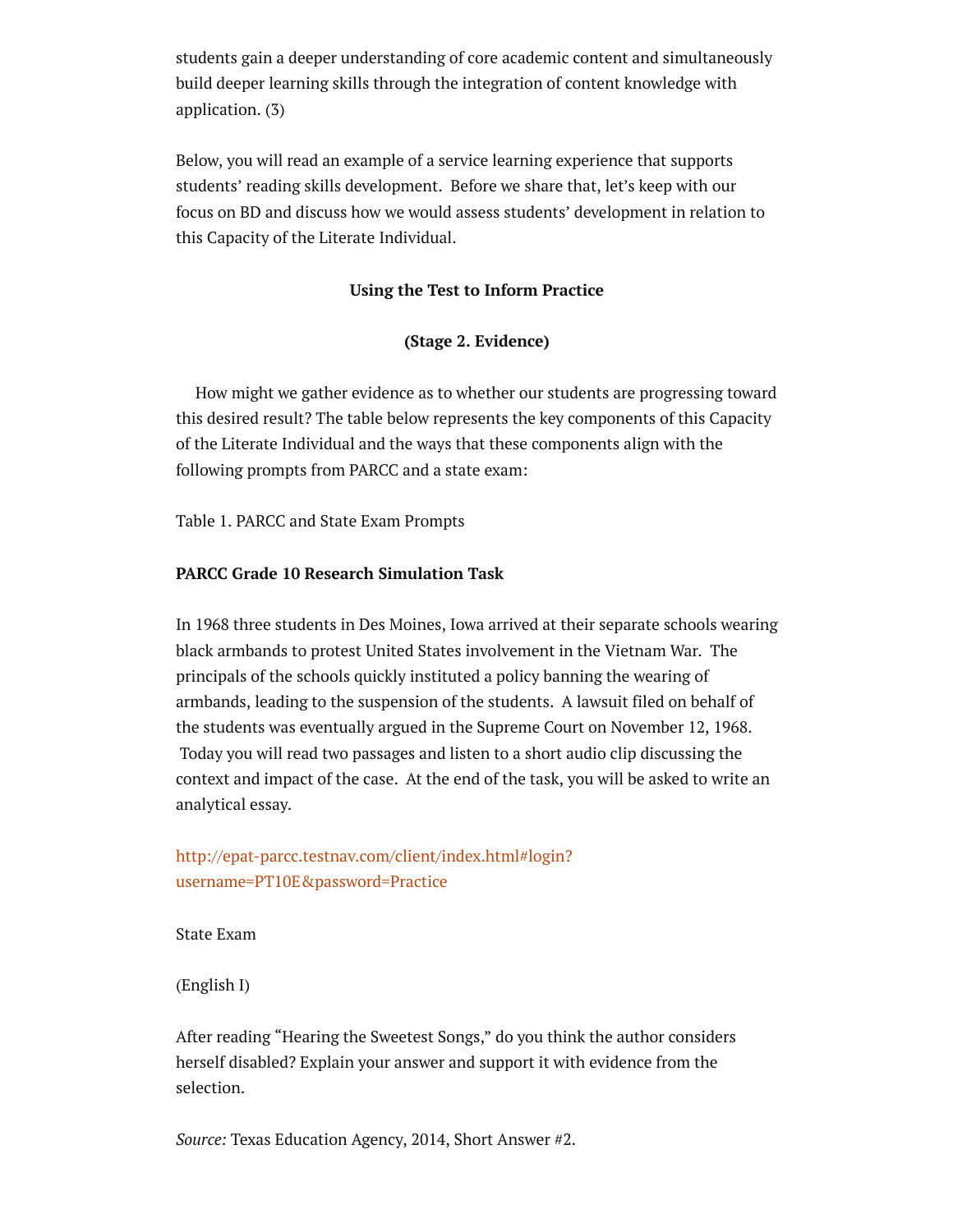students gain a deeper understanding of core academic content and simultaneously build deeper learning skills through the integration of content knowledge with application. (3)

Below, you will read an example of a service learning experience that supports students' reading skills development. Before we share that, let's keep with our focus on BD and discuss how we would assess students' development in relation to this Capacity of the Literate Individual.

**Using the Test to Inform Practice**

**(Stage 2. Evidence)**

How might we gather evidence as to whether our students are progressing toward this desired result? The table below represents the key components of this Capacity of the Literate Individual and the ways that these components align with the following prompts from PARCC and a state exam:

Table 1. PARCC and State Exam Prompts

**PARCC Grade 10 Research Simulation Task**

In 1968 three students in Des Moines, Iowa arrived at their separate schools wearing black armbands to protest United States involvement in the Vietnam War. The principals of the schools quickly instituted a policy banning the wearing of armbands, leading to the suspension of the students. A lawsuit filed on behalf of the students was eventually argued in the Supreme Court on November 12, 1968. Today you will read two passages and listen to a short audio clip discussing the context and impact of the case. At the end of the task, you will be asked to write an analytical essay.

http://epat-parcc.testnav.com/client/index.html#login?username=PT10E&password=Practice

State Exam

(English I)

After reading "Hearing the Sweetest Songs," do you think the author considers herself disabled? Explain your answer and support it with evidence from the selection.

*Source:* Texas Education Agency, 2014, Short Answer #2.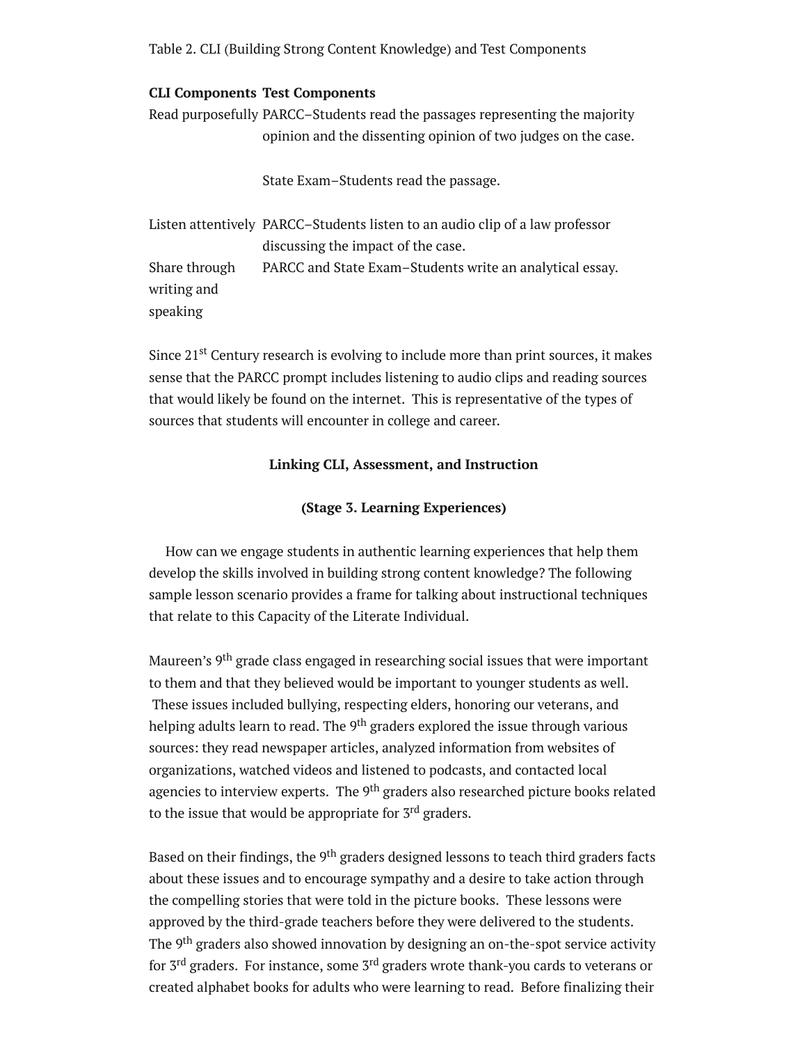Table 2. CLI (Building Strong Content Knowledge) and Test Components

| CLI Components | Test Components |
| --- | --- |
| Read purposefully | PARCC–Students read the passages representing the majority opinion and the dissenting opinion of two judges on the case.<br><br>State Exam–Students read the passage. |
| Listen attentively | PARCC–Students listen to an audio clip of a law professor discussing the impact of the case. |
| Share through writing and speaking | PARCC and State Exam–Students write an analytical essay. |

Since 21st Century research is evolving to include more than print sources, it makes sense that the PARCC prompt includes listening to audio clips and reading sources that would likely be found on the internet.  This is representative of the types of sources that students will encounter in college and career.

**Linking CLI, Assessment, and Instruction**

**(Stage 3. Learning Experiences)**

How can we engage students in authentic learning experiences that help them develop the skills involved in building strong content knowledge? The following sample lesson scenario provides a frame for talking about instructional techniques that relate to this Capacity of the Literate Individual.

Maureen's 9th grade class engaged in researching social issues that were important to them and that they believed would be important to younger students as well.  These issues included bullying, respecting elders, honoring our veterans, and helping adults learn to read. The 9th graders explored the issue through various sources: they read newspaper articles, analyzed information from websites of organizations, watched videos and listened to podcasts, and contacted local agencies to interview experts.  The 9th graders also researched picture books related to the issue that would be appropriate for 3rd graders.

Based on their findings, the 9th graders designed lessons to teach third graders facts about these issues and to encourage sympathy and a desire to take action through the compelling stories that were told in the picture books.  These lessons were approved by the third-grade teachers before they were delivered to the students.  The 9th graders also showed innovation by designing an on-the-spot service activity for 3rd graders.  For instance, some 3rd graders wrote thank-you cards to veterans or created alphabet books for adults who were learning to read.  Before finalizing their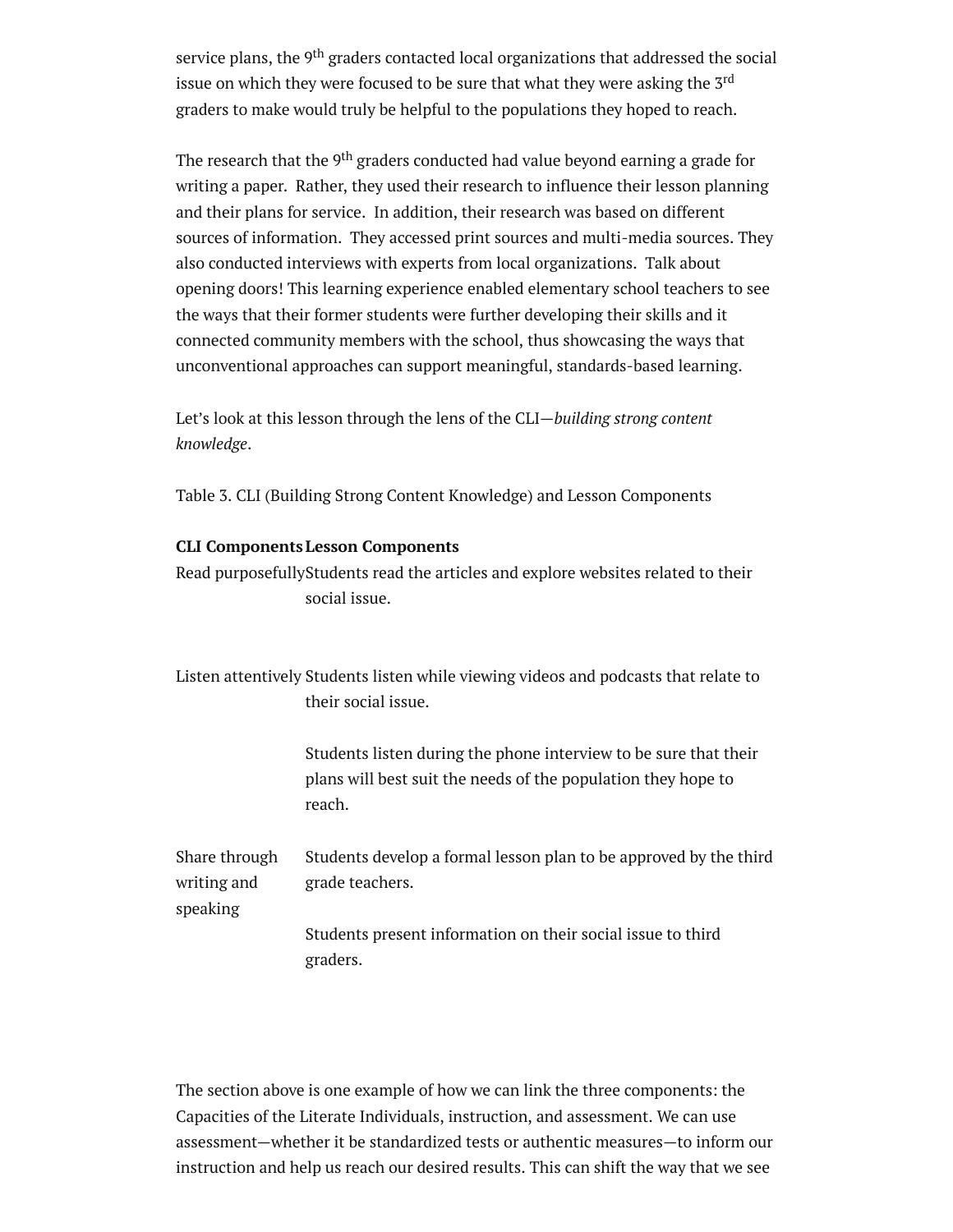service plans, the 9th graders contacted local organizations that addressed the social issue on which they were focused to be sure that what they were asking the 3rd graders to make would truly be helpful to the populations they hoped to reach.

The research that the 9th graders conducted had value beyond earning a grade for writing a paper. Rather, they used their research to influence their lesson planning and their plans for service. In addition, their research was based on different sources of information. They accessed print sources and multi-media sources. They also conducted interviews with experts from local organizations. Talk about opening doors! This learning experience enabled elementary school teachers to see the ways that their former students were further developing their skills and it connected community members with the school, thus showcasing the ways that unconventional approaches can support meaningful, standards-based learning.

Let's look at this lesson through the lens of the CLI—*building strong content knowledge*.

Table 3. CLI (Building Strong Content Knowledge) and Lesson Components

| CLI Components | Lesson Components |
|---|---|
| Read purposefully | Students read the articles and explore websites related to their social issue. |
| Listen attentively | Students listen while viewing videos and podcasts that relate to their social issue.<br><br>Students listen during the phone interview to be sure that their plans will best suit the needs of the population they hope to reach. |
| Share through writing and speaking | Students develop a formal lesson plan to be approved by the third grade teachers.<br><br>Students present information on their social issue to third graders. |

The section above is one example of how we can link the three components: the Capacities of the Literate Individuals, instruction, and assessment. We can use assessment—whether it be standardized tests or authentic measures—to inform our instruction and help us reach our desired results. This can shift the way that we see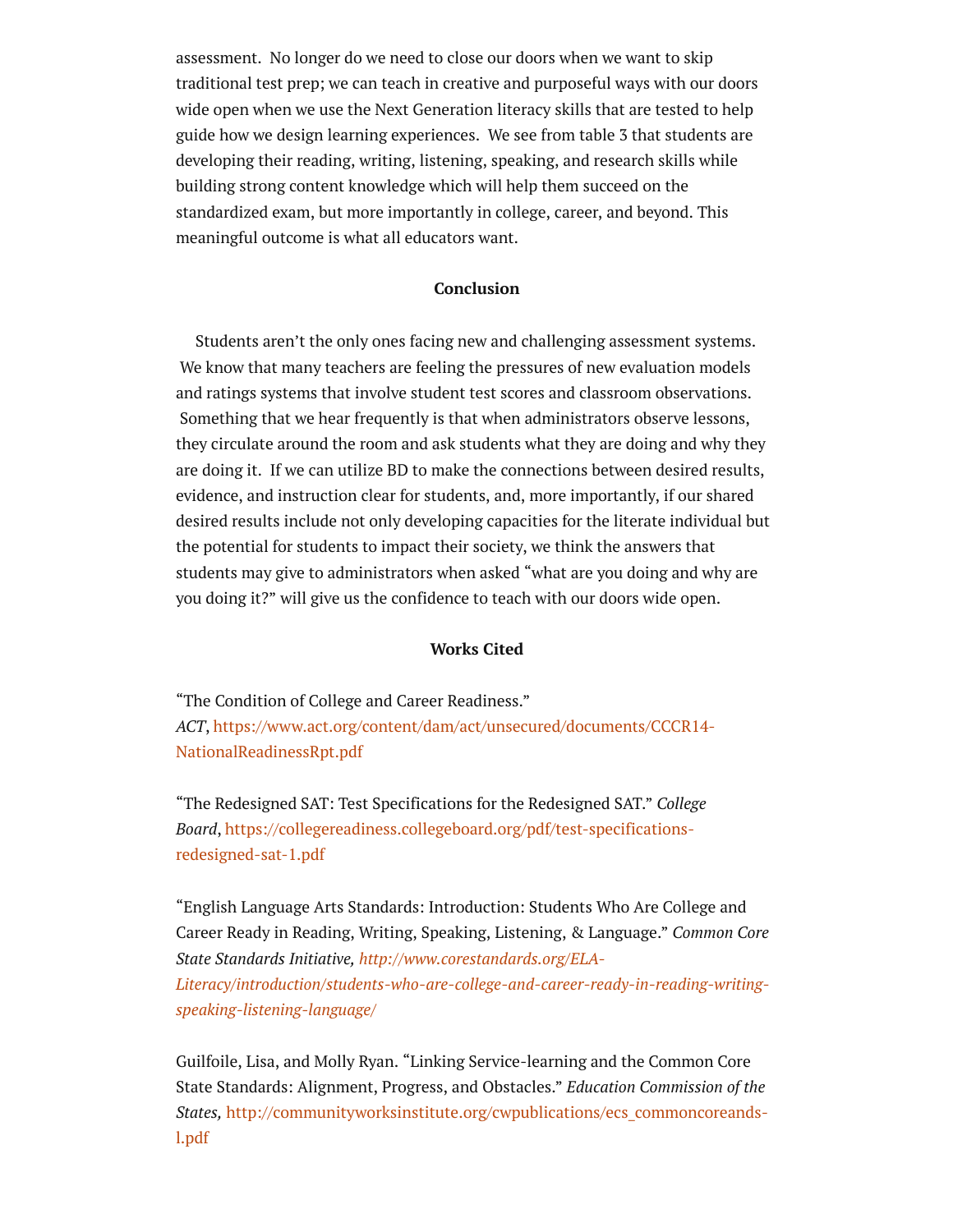assessment.  No longer do we need to close our doors when we want to skip traditional test prep; we can teach in creative and purposeful ways with our doors wide open when we use the Next Generation literacy skills that are tested to help guide how we design learning experiences.  We see from table 3 that students are developing their reading, writing, listening, speaking, and research skills while building strong content knowledge which will help them succeed on the standardized exam, but more importantly in college, career, and beyond. This meaningful outcome is what all educators want.

## Conclusion

Students aren't the only ones facing new and challenging assessment systems.  We know that many teachers are feeling the pressures of new evaluation models and ratings systems that involve student test scores and classroom observations.  Something that we hear frequently is that when administrators observe lessons, they circulate around the room and ask students what they are doing and why they are doing it.  If we can utilize BD to make the connections between desired results, evidence, and instruction clear for students, and, more importantly, if our shared desired results include not only developing capacities for the literate individual but the potential for students to impact their society, we think the answers that students may give to administrators when asked "what are you doing and why are you doing it?" will give us the confidence to teach with our doors wide open.

## Works Cited

"The Condition of College and Career Readiness." *ACT*, https://www.act.org/content/dam/act/unsecured/documents/CCCR14-NationalReadinessRpt.pdf

"The Redesigned SAT: Test Specifications for the Redesigned SAT." *College Board*, https://collegereadiness.collegeboard.org/pdf/test-specifications-redesigned-sat-1.pdf

"English Language Arts Standards: Introduction: Students Who Are College and Career Ready in Reading, Writing, Speaking, Listening, & Language." *Common Core State Standards Initiative, http://www.corestandards.org/ELA-Literacy/introduction/students-who-are-college-and-career-ready-in-reading-writing-speaking-listening-language/*

Guilfoile, Lisa, and Molly Ryan. "Linking Service-learning and the Common Core State Standards: Alignment, Progress, and Obstacles." *Education Commission of the States,* http://communityworksinstitute.org/cwpublications/ecs_commoncoreands-l.pdf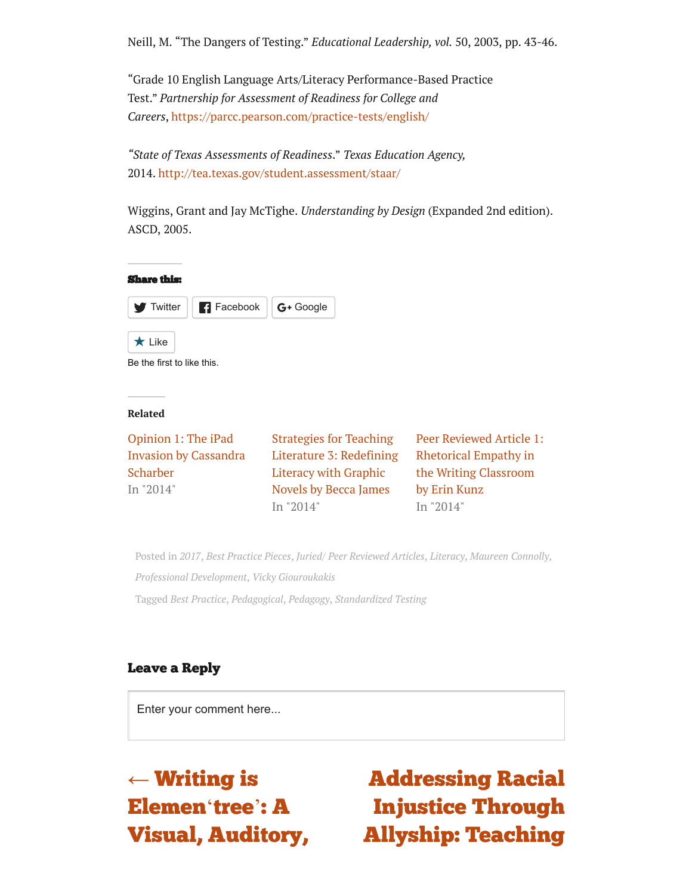Neill, M. “The Dangers of Testing.” *Educational Leadership, vol.* 50, 2003, pp. 43-46.

“Grade 10 English Language Arts/Literacy Performance-Based Practice Test.” *Partnership for Assessment of Readiness for College and Careers*, https://parcc.pearson.com/practice-tests/english/

*“State of Texas Assessments of Readiness*.” *Texas Education Agency,* 2014. http://tea.texas.gov/student.assessment/staar/

Wiggins, Grant and Jay McTighe. *Understanding by Design* (Expanded 2nd edition). ASCD, 2005.

**Share this:**

Twitter Facebook Google

Like

Be the first to like this.

**Related**

Opinion 1: The iPad Invasion by Cassandra Scharber
In "2014"

Strategies for Teaching Literature 3: Redefining Literacy with Graphic Novels by Becca James
In "2014"

Peer Reviewed Article 1: Rhetorical Empathy in the Writing Classroom by Erin Kunz
In "2014"

Posted in *2017*, *Best Practice Pieces*, *Juried/ Peer Reviewed Articles*, *Literacy*, *Maureen Connolly*, *Professional Development*, *Vicky Giouroukakis*

Tagged *Best Practice*, *Pedagogical*, *Pedagogy*, *Standardized Testing*

## Leave a Reply

Enter your comment here...

**← Writing is Elemen‘tree’: A Visual, Auditory,**

**Addressing Racial Injustice Through Allyship: Teaching**